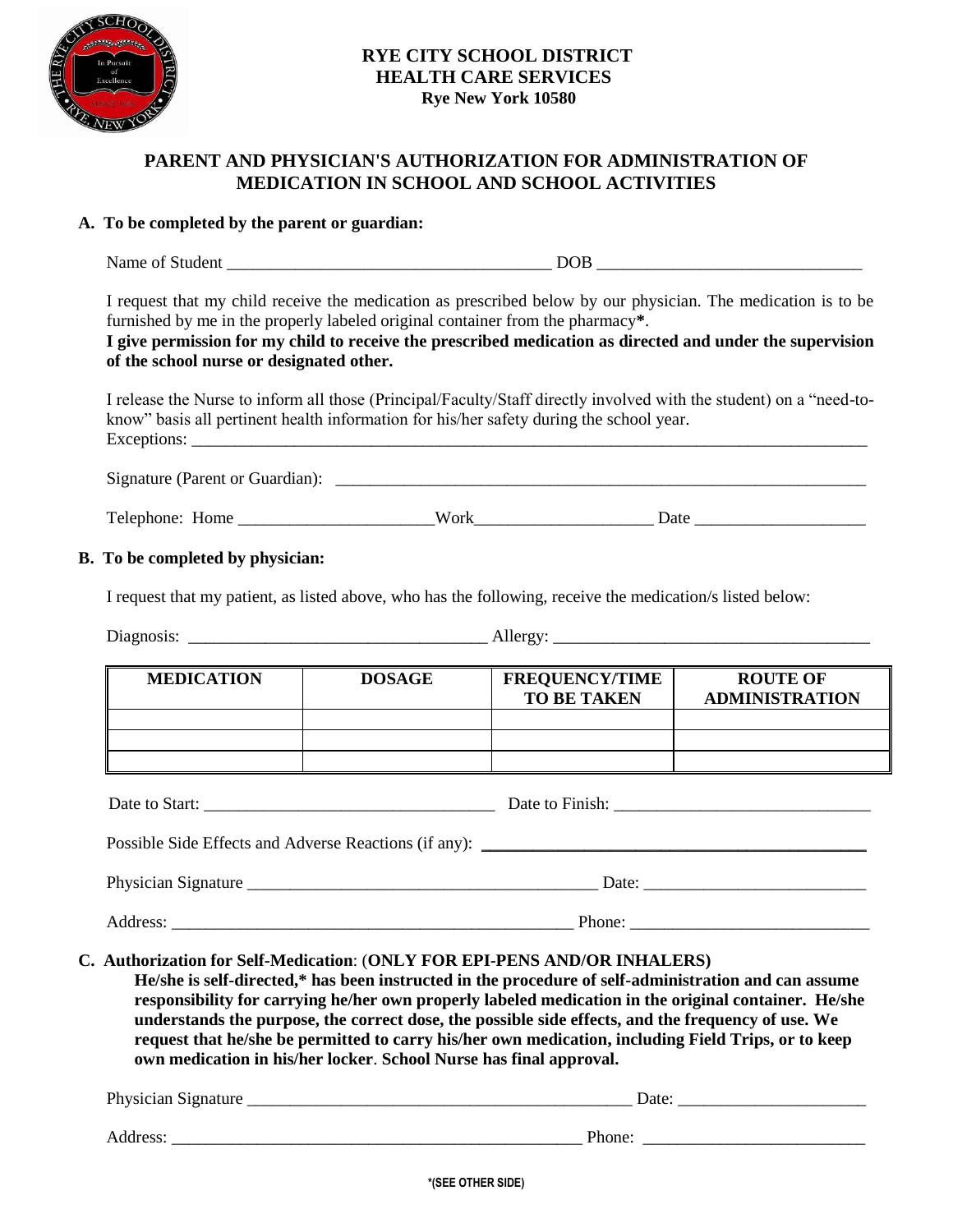# RYE CITY SCHOOL DISTRICT
## HEALTH CARE SERVICES
**Rye New York 10580**

## PARENT AND PHYSICIAN'S AUTHORIZATION FOR ADMINISTRATION OF MEDICATION IN SCHOOL AND SCHOOL ACTIVITIES

### A. To be completed by the parent or guardian:

Name of Student ______________________________________ DOB _______________________________

I request that my child receive the medication as prescribed below by our physician. The medication is to be furnished by me in the properly labeled original container from the pharmacy**\***.

**I give permission for my child to receive the prescribed medication as directed and under the supervision of the school nurse or designated other.**

I release the Nurse to inform all those (Principal/Faculty/Staff directly involved with the student) on a "need-to-know" basis all pertinent health information for his/her safety during the school year.

Exceptions: ________________________________________________________________________________

Signature (Parent or Guardian): _______________________________________________________________

Telephone: Home ______________________Work____________________ Date ___________________

### B. To be completed by physician:

I request that my patient, as listed above, who has the following, receive the medication/s listed below:

Diagnosis: __________________________________ Allergy: ____________________________________

| MEDICATION | DOSAGE | FREQUENCY/TIME TO BE TAKEN | ROUTE OF ADMINISTRATION |
|---|---|---|---|
| | | | |
| | | | |
| | | | |

Date to Start: __________________________________ Date to Finish: _____________________________

Possible Side Effects and Adverse Reactions (if any): _____________________________________________

Physician Signature _________________________________________ Date: _________________________

Address: ________________________________________________ Phone: ___________________________

### C. Authorization for Self-Medication: (ONLY FOR EPI-PENS AND/OR INHALERS)

**He/she is self-directed,\* has been instructed in the procedure of self-administration and can assume responsibility for carrying he/her own properly labeled medication in the original container. He/she understands the purpose, the correct dose, the possible side effects, and the frequency of use. We request that he/she be permitted to carry his/her own medication, including Field Trips, or to keep own medication in his/her locker. School Nurse has final approval.**

Physician Signature _____________________________________________ Date: ______________________

Address: __________________________________________________ Phone: _________________________

**\*(SEE OTHER SIDE)**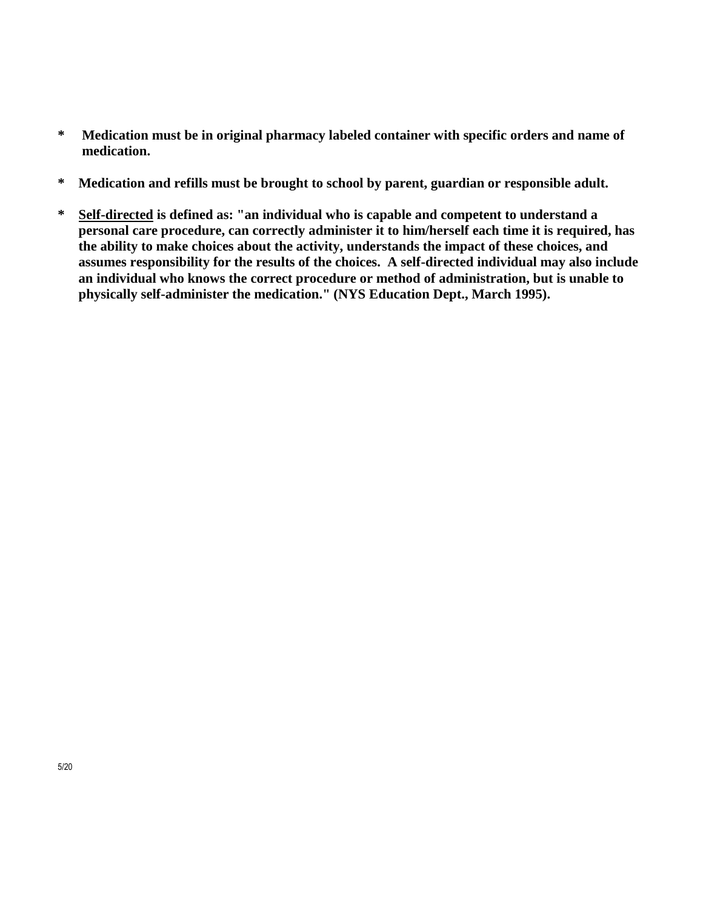**\* Medication must be in original pharmacy labeled container with specific orders and name of medication.**

**\* Medication and refills must be brought to school by parent, guardian or responsible adult.**

**\* <u>Self-directed</u> is defined as: "an individual who is capable and competent to understand a personal care procedure, can correctly administer it to him/herself each time it is required, has the ability to make choices about the activity, understands the impact of these choices, and assumes responsibility for the results of the choices. A self-directed individual may also include an individual who knows the correct procedure or method of administration, but is unable to physically self-administer the medication." (NYS Education Dept., March 1995).**

5/20